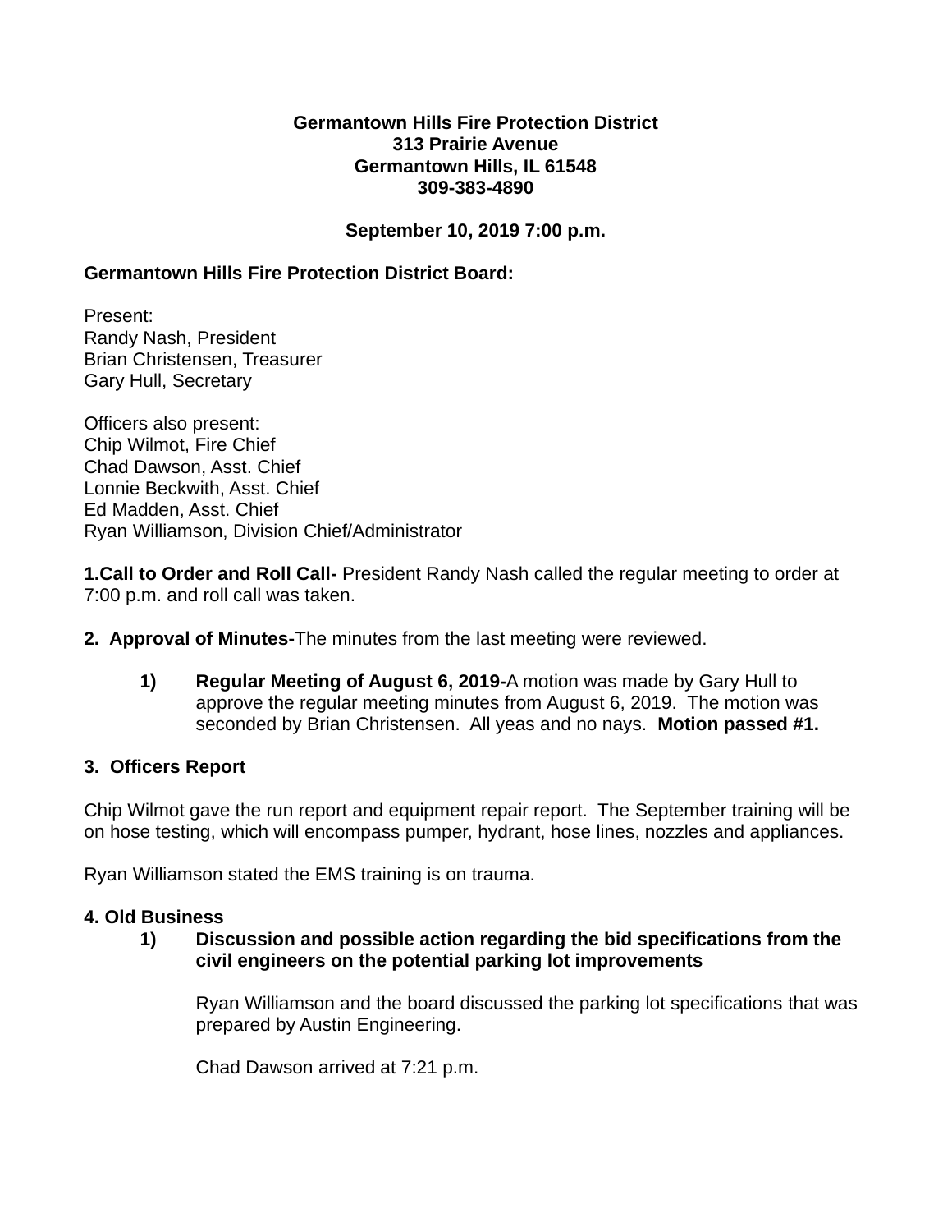**Germantown Hills Fire Protection District**
**313 Prairie Avenue**
**Germantown Hills, IL 61548**
**309-383-4890**

**September 10, 2019 7:00 p.m.**

**Germantown Hills Fire Protection District Board:**

Present:
Randy Nash, President
Brian Christensen, Treasurer
Gary Hull, Secretary

Officers also present:
Chip Wilmot, Fire Chief
Chad Dawson, Asst. Chief
Lonnie Beckwith, Asst. Chief
Ed Madden, Asst. Chief
Ryan Williamson, Division Chief/Administrator

**1.Call to Order and Roll Call-** President Randy Nash called the regular meeting to order at 7:00 p.m. and roll call was taken.

**2. Approval of Minutes-**The minutes from the last meeting were reviewed.

1) **Regular Meeting of August 6, 2019-**A motion was made by Gary Hull to approve the regular meeting minutes from August 6, 2019. The motion was seconded by Brian Christensen. All yeas and no nays. **Motion passed #1.**

**3. Officers Report**

Chip Wilmot gave the run report and equipment repair report. The September training will be on hose testing, which will encompass pumper, hydrant, hose lines, nozzles and appliances.

Ryan Williamson stated the EMS training is on trauma.

**4. Old Business**

1) **Discussion and possible action regarding the bid specifications from the civil engineers on the potential parking lot improvements**

   Ryan Williamson and the board discussed the parking lot specifications that was prepared by Austin Engineering.

   Chad Dawson arrived at 7:21 p.m.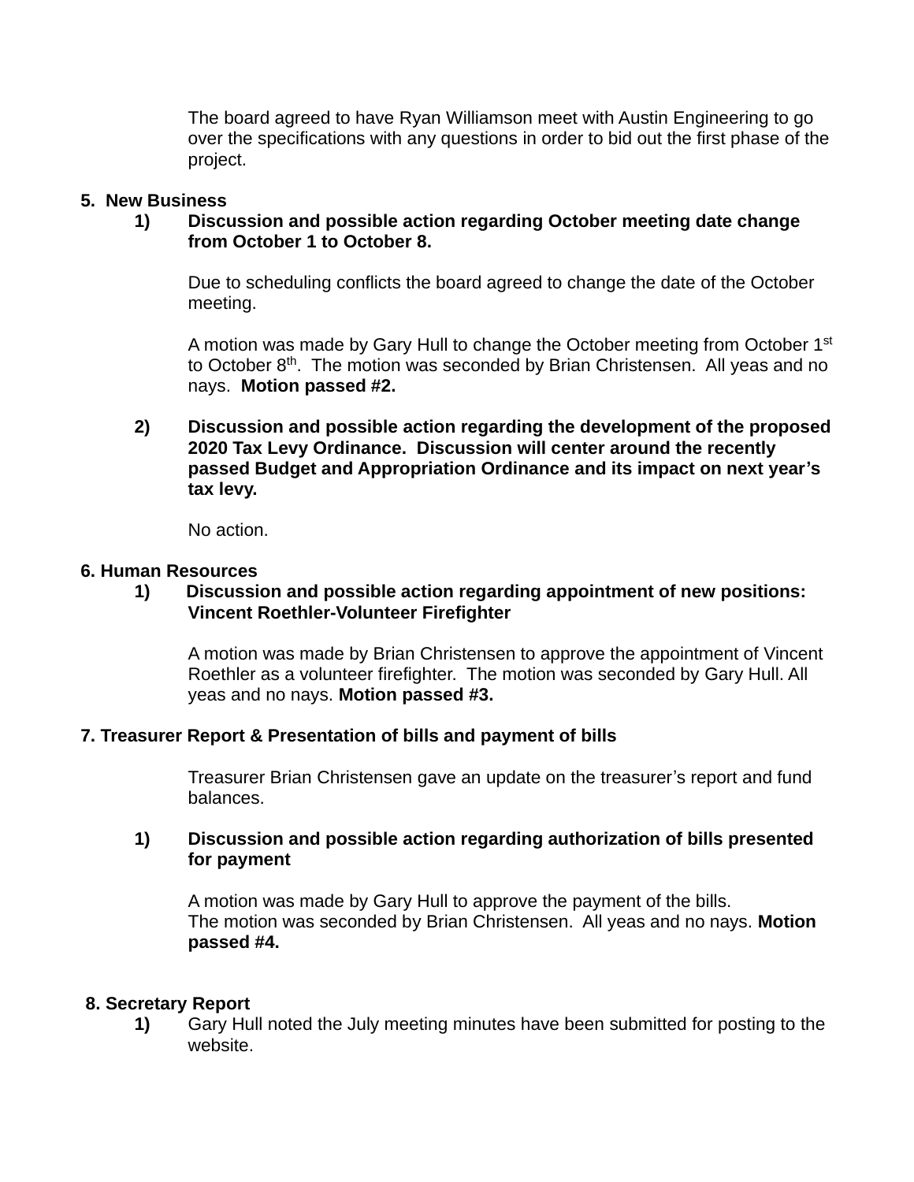The board agreed to have Ryan Williamson meet with Austin Engineering to go over the specifications with any questions in order to bid out the first phase of the project.

**5. New Business**

**1) Discussion and possible action regarding October meeting date change from October 1 to October 8.**

Due to scheduling conflicts the board agreed to change the date of the October meeting.

A motion was made by Gary Hull to change the October meeting from October 1st to October 8th. The motion was seconded by Brian Christensen. All yeas and no nays. **Motion passed #2.**

**2) Discussion and possible action regarding the development of the proposed 2020 Tax Levy Ordinance. Discussion will center around the recently passed Budget and Appropriation Ordinance and its impact on next year's tax levy.**

No action.

**6. Human Resources**

**1) Discussion and possible action regarding appointment of new positions: Vincent Roethler-Volunteer Firefighter**

A motion was made by Brian Christensen to approve the appointment of Vincent Roethler as a volunteer firefighter. The motion was seconded by Gary Hull. All yeas and no nays. **Motion passed #3.**

**7. Treasurer Report & Presentation of bills and payment of bills**

Treasurer Brian Christensen gave an update on the treasurer's report and fund balances.

**1) Discussion and possible action regarding authorization of bills presented for payment**

A motion was made by Gary Hull to approve the payment of the bills.
The motion was seconded by Brian Christensen. All yeas and no nays. **Motion passed #4.**

**8. Secretary Report**

**1)** Gary Hull noted the July meeting minutes have been submitted for posting to the website.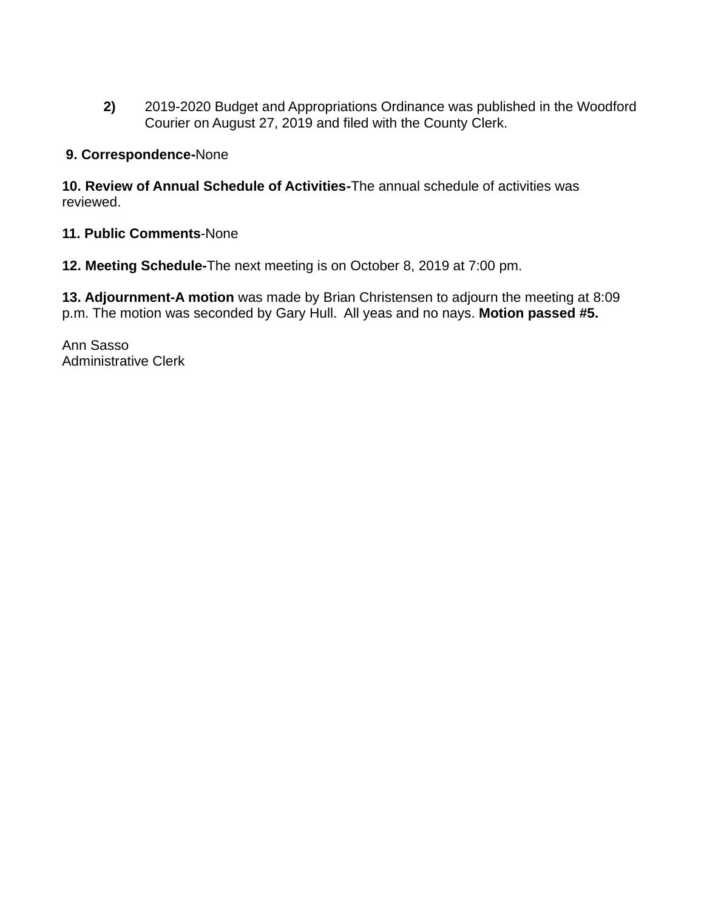2) 2019-2020 Budget and Appropriations Ordinance was published in the Woodford Courier on August 27, 2019 and filed with the County Clerk.

**9. Correspondence-**None

**10. Review of Annual Schedule of Activities-**The annual schedule of activities was reviewed.

**11. Public Comments**-None

**12. Meeting Schedule-**The next meeting is on October 8, 2019 at 7:00 pm.

**13. Adjournment-A motion** was made by Brian Christensen to adjourn the meeting at 8:09 p.m. The motion was seconded by Gary Hull. All yeas and no nays. **Motion passed #5.**

Ann Sasso
Administrative Clerk